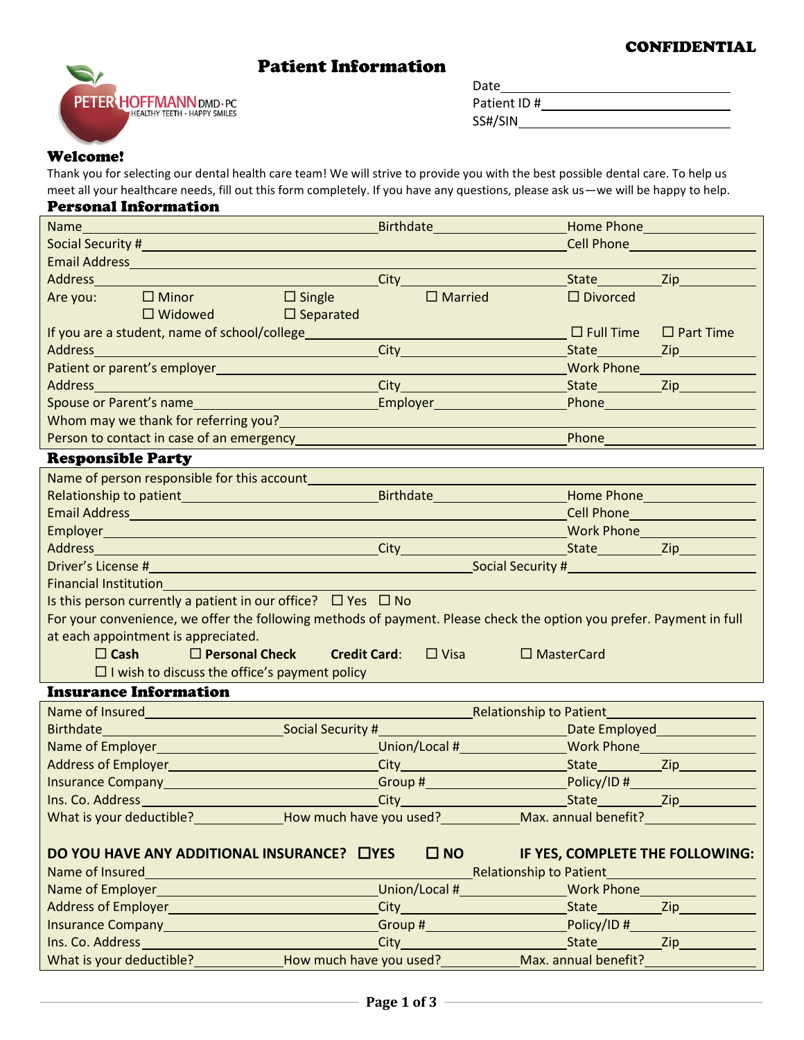CONFIDENTIAL

# Patient Information

PETER HOFFMANN DMD • PC
HEALTHY TEETH • HAPPY SMILES

Date\_\_\_\_\_\_\_\_\_\_\_\_\_\_\_\_\_\_\_\_
Patient ID #\_\_\_\_\_\_\_\_\_\_\_\_\_\_\_\_\_\_\_\_
SS#/SIN\_\_\_\_\_\_\_\_\_\_\_\_\_\_\_\_\_\_\_\_

## Welcome!

Thank you for selecting our dental health care team! We will strive to provide you with the best possible dental care. To help us meet all your healthcare needs, fill out this form completely. If you have any questions, please ask us—we will be happy to help.

## Personal Information

Name\_\_\_\_\_\_\_\_\_\_ Birthdate\_\_\_\_\_\_\_\_\_\_ Home Phone\_\_\_\_\_\_\_\_\_\_

Social Security #\_\_\_\_\_\_\_\_\_\_ Cell Phone\_\_\_\_\_\_\_\_\_\_

Email Address\_\_\_\_\_\_\_\_\_\_

Address\_\_\_\_\_\_\_\_\_\_ City\_\_\_\_\_\_\_\_\_\_ State\_\_\_\_\_ Zip\_\_\_\_\_

Are you: ☐ Minor ☐ Single ☐ Married ☐ Divorced ☐ Widowed ☐ Separated

If you are a student, name of school/college\_\_\_\_\_\_\_\_\_\_ ☐ Full Time ☐ Part Time

Address\_\_\_\_\_\_\_\_\_\_ City\_\_\_\_\_\_\_\_\_\_ State\_\_\_\_\_ Zip\_\_\_\_\_

Patient or parent's employer\_\_\_\_\_\_\_\_\_\_ Work Phone\_\_\_\_\_\_\_\_\_\_

Address\_\_\_\_\_\_\_\_\_\_ City\_\_\_\_\_\_\_\_\_\_ State\_\_\_\_\_ Zip\_\_\_\_\_

Spouse or Parent's name\_\_\_\_\_\_\_\_\_\_ Employer\_\_\_\_\_\_\_\_\_\_ Phone\_\_\_\_\_\_\_\_\_\_

Whom may we thank for referring you?\_\_\_\_\_\_\_\_\_\_

Person to contact in case of an emergency\_\_\_\_\_\_\_\_\_\_ Phone\_\_\_\_\_\_\_\_\_\_

## Responsible Party

Name of person responsible for this account\_\_\_\_\_\_\_\_\_\_

Relationship to patient\_\_\_\_\_\_\_\_\_\_ Birthdate\_\_\_\_\_\_\_\_\_\_ Home Phone\_\_\_\_\_\_\_\_\_\_

Email Address\_\_\_\_\_\_\_\_\_\_ Cell Phone\_\_\_\_\_\_\_\_\_\_

Employer\_\_\_\_\_\_\_\_\_\_ Work Phone\_\_\_\_\_\_\_\_\_\_

Address\_\_\_\_\_\_\_\_\_\_ City\_\_\_\_\_\_\_\_\_\_ State\_\_\_\_\_ Zip\_\_\_\_\_

Driver's License #\_\_\_\_\_\_\_\_\_\_ Social Security #\_\_\_\_\_\_\_\_\_\_

Financial Institution\_\_\_\_\_\_\_\_\_\_

Is this person currently a patient in our office? ☐ Yes ☐ No

For your convenience, we offer the following methods of payment. Please check the option you prefer. Payment in full at each appointment is appreciated.

**☐ Cash** **☐ Personal Check** **Credit Card**: ☐ Visa ☐ MasterCard

☐ I wish to discuss the office's payment policy

## Insurance Information

Name of Insured\_\_\_\_\_\_\_\_\_\_ Relationship to Patient\_\_\_\_\_\_\_\_\_\_

Birthdate\_\_\_\_\_\_\_\_\_\_ Social Security #\_\_\_\_\_\_\_\_\_\_ Date Employed\_\_\_\_\_\_\_\_\_\_

Name of Employer\_\_\_\_\_\_\_\_\_\_ Union/Local #\_\_\_\_\_\_\_\_\_\_ Work Phone\_\_\_\_\_\_\_\_\_\_

Address of Employer\_\_\_\_\_\_\_\_\_\_ City\_\_\_\_\_\_\_\_\_\_ State\_\_\_\_\_ Zip\_\_\_\_\_

Insurance Company\_\_\_\_\_\_\_\_\_\_ Group #\_\_\_\_\_\_\_\_\_\_ Policy/ID #\_\_\_\_\_\_\_\_\_\_

Ins. Co. Address\_\_\_\_\_\_\_\_\_\_ City\_\_\_\_\_\_\_\_\_\_ State\_\_\_\_\_ Zip\_\_\_\_\_

What is your deductible?\_\_\_\_\_\_\_\_\_\_ How much have you used?\_\_\_\_\_\_\_\_\_\_ Max. annual benefit?\_\_\_\_\_\_\_\_\_\_

**DO YOU HAVE ANY ADDITIONAL INSURANCE? ☐YES ☐ NO IF YES, COMPLETE THE FOLLOWING:**

Name of Insured\_\_\_\_\_\_\_\_\_\_ Relationship to Patient\_\_\_\_\_\_\_\_\_\_

Name of Employer\_\_\_\_\_\_\_\_\_\_ Union/Local #\_\_\_\_\_\_\_\_\_\_ Work Phone\_\_\_\_\_\_\_\_\_\_

Address of Employer\_\_\_\_\_\_\_\_\_\_ City\_\_\_\_\_\_\_\_\_\_ State\_\_\_\_\_ Zip\_\_\_\_\_

Insurance Company\_\_\_\_\_\_\_\_\_\_ Group #\_\_\_\_\_\_\_\_\_\_ Policy/ID #\_\_\_\_\_\_\_\_\_\_

Ins. Co. Address\_\_\_\_\_\_\_\_\_\_ City\_\_\_\_\_\_\_\_\_\_ State\_\_\_\_\_ Zip\_\_\_\_\_

What is your deductible?\_\_\_\_\_\_\_\_\_\_ How much have you used?\_\_\_\_\_\_\_\_\_\_ Max. annual benefit?\_\_\_\_\_\_\_\_\_\_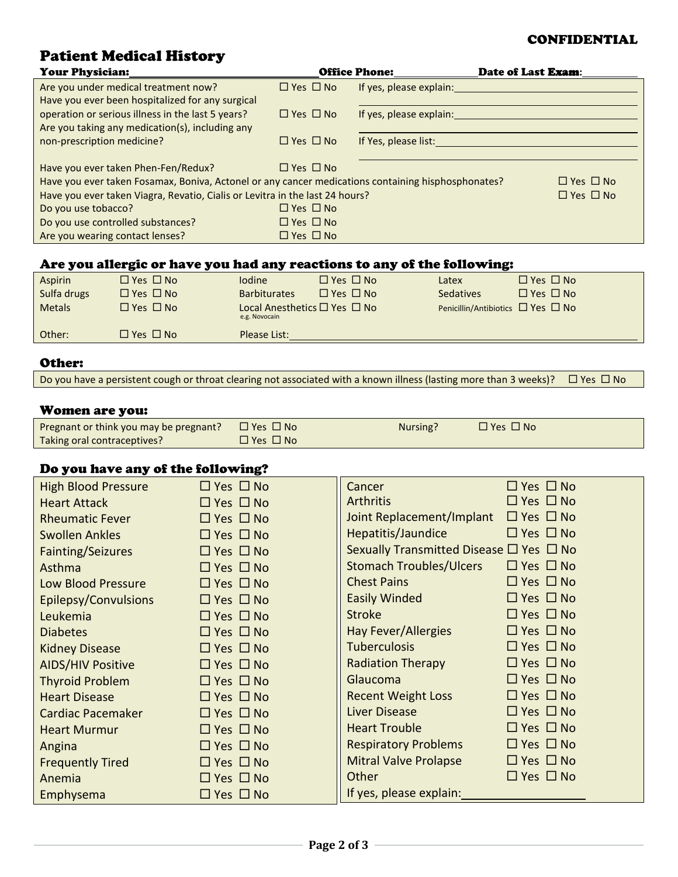CONFIDENTIAL

# Patient Medical History

**Your Physician:** ______________________ **Office Phone:** ____________ **Date of Last Exam**: ________

| | | |
|---|---|---|
| Are you under medical treatment now? | ☐ Yes ☐ No | If yes, please explain: ______________________ |
| Have you ever been hospitalized for any surgical operation or serious illness in the last 5 years? | ☐ Yes ☐ No | If yes, please explain: ______________________ |
| Are you taking any medication(s), including any non-prescription medicine? | ☐ Yes ☐ No | If Yes, please list: ______________________ |
| Have you ever taken Phen-Fen/Redux? | ☐ Yes ☐ No | |
| Have you ever taken Fosamax, Boniva, Actonel or any cancer medications containing hisphosphonates? | | ☐ Yes ☐ No |
| Have you ever taken Viagra, Revatio, Cialis or Levitra in the last 24 hours? | | ☐ Yes ☐ No |
| Do you use tobacco? | ☐ Yes ☐ No | |
| Do you use controlled substances? | ☐ Yes ☐ No | |
| Are you wearing contact lenses? | ☐ Yes ☐ No | |

## Are you allergic or have you had any reactions to any of the following:

| | | | | | |
|---|---|---|---|---|---|
| Aspirin | ☐ Yes ☐ No | Iodine | ☐ Yes ☐ No | Latex | ☐ Yes ☐ No |
| Sulfa drugs | ☐ Yes ☐ No | Barbiturates | ☐ Yes ☐ No | Sedatives | ☐ Yes ☐ No |
| Metals | ☐ Yes ☐ No | Local Anesthetics e.g. Novocain | ☐ Yes ☐ No | Penicillin/Antibiotics | ☐ Yes ☐ No |
| Other: | ☐ Yes ☐ No | Please List: ______________________ | | | |

## Other:

Do you have a persistent cough or throat clearing not associated with a known illness (lasting more than 3 weeks)? ☐ Yes ☐ No

## Women are you:

| | | | |
|---|---|---|---|
| Pregnant or think you may be pregnant? | ☐ Yes ☐ No | Nursing? | ☐ Yes ☐ No |
| Taking oral contraceptives? | ☐ Yes ☐ No | | |

## Do you have any of the following?

| | | | |
|---|---|---|---|
| High Blood Pressure | ☐ Yes ☐ No | Cancer | ☐ Yes ☐ No |
| Heart Attack | ☐ Yes ☐ No | Arthritis | ☐ Yes ☐ No |
| Rheumatic Fever | ☐ Yes ☐ No | Joint Replacement/Implant | ☐ Yes ☐ No |
| Swollen Ankles | ☐ Yes ☐ No | Hepatitis/Jaundice | ☐ Yes ☐ No |
| Fainting/Seizures | ☐ Yes ☐ No | Sexually Transmitted Disease | ☐ Yes ☐ No |
| Asthma | ☐ Yes ☐ No | Stomach Troubles/Ulcers | ☐ Yes ☐ No |
| Low Blood Pressure | ☐ Yes ☐ No | Chest Pains | ☐ Yes ☐ No |
| Epilepsy/Convulsions | ☐ Yes ☐ No | Easily Winded | ☐ Yes ☐ No |
| Leukemia | ☐ Yes ☐ No | Stroke | ☐ Yes ☐ No |
| Diabetes | ☐ Yes ☐ No | Hay Fever/Allergies | ☐ Yes ☐ No |
| Kidney Disease | ☐ Yes ☐ No | Tuberculosis | ☐ Yes ☐ No |
| AIDS/HIV Positive | ☐ Yes ☐ No | Radiation Therapy | ☐ Yes ☐ No |
| Thyroid Problem | ☐ Yes ☐ No | Glaucoma | ☐ Yes ☐ No |
| Heart Disease | ☐ Yes ☐ No | Recent Weight Loss | ☐ Yes ☐ No |
| Cardiac Pacemaker | ☐ Yes ☐ No | Liver Disease | ☐ Yes ☐ No |
| Heart Murmur | ☐ Yes ☐ No | Heart Trouble | ☐ Yes ☐ No |
| Angina | ☐ Yes ☐ No | Respiratory Problems | ☐ Yes ☐ No |
| Frequently Tired | ☐ Yes ☐ No | Mitral Valve Prolapse | ☐ Yes ☐ No |
| Anemia | ☐ Yes ☐ No | Other | ☐ Yes ☐ No |
| Emphysema | ☐ Yes ☐ No | If yes, please explain: ____________ | |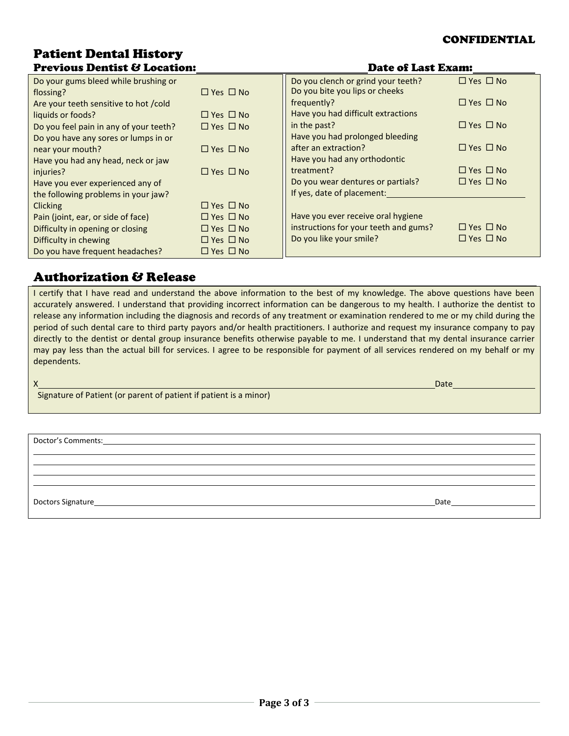CONFIDENTIAL

# Patient Dental History

**Previous Dentist & Location:** ______________________ **Date of Last Exam:** __________

| | |
|---|---|
| Do your gums bleed while brushing or flossing? | ☐ Yes ☐ No |
| Are your teeth sensitive to hot /cold liquids or foods? | ☐ Yes ☐ No |
| Do you feel pain in any of your teeth? | ☐ Yes ☐ No |
| Do you have any sores or lumps in or near your mouth? | ☐ Yes ☐ No |
| Have you had any head, neck or jaw injuries? | ☐ Yes ☐ No |
| Have you ever experienced any of the following problems in your jaw? | |
| Clicking | ☐ Yes ☐ No |
| Pain (joint, ear, or side of face) | ☐ Yes ☐ No |
| Difficulty in opening or closing | ☐ Yes ☐ No |
| Difficulty in chewing | ☐ Yes ☐ No |
| Do you have frequent headaches? | ☐ Yes ☐ No |
| Do you clench or grind your teeth? | ☐ Yes ☐ No |
| Do you bite you lips or cheeks frequently? | ☐ Yes ☐ No |
| Have you had difficult extractions in the past? | ☐ Yes ☐ No |
| Have you had prolonged bleeding after an extraction? | ☐ Yes ☐ No |
| Have you had any orthodontic treatment? | ☐ Yes ☐ No |
| Do you wear dentures or partials? | ☐ Yes ☐ No |
| If yes, date of placement: ______________ | |
| Have you ever receive oral hygiene instructions for your teeth and gums? | ☐ Yes ☐ No |
| Do you like your smile? | ☐ Yes ☐ No |

# Authorization & Release

I certify that I have read and understand the above information to the best of my knowledge. The above questions have been accurately answered. I understand that providing incorrect information can be dangerous to my health. I authorize the dentist to release any information including the diagnosis and records of any treatment or examination rendered to me or my child during the period of such dental care to third party payors and/or health practitioners. I authorize and request my insurance company to pay directly to the dentist or dental group insurance benefits otherwise payable to me. I understand that my dental insurance carrier may pay less than the actual bill for services. I agree to be responsible for payment of all services rendered on my behalf or my dependents.

X______________________________________________ Date______________

Signature of Patient (or parent of patient if patient is a minor)

Doctor's Comments:______________________________________________

______________________________________________

______________________________________________

______________________________________________

______________________________________________

Doctors Signature______________________________________________ Date______________